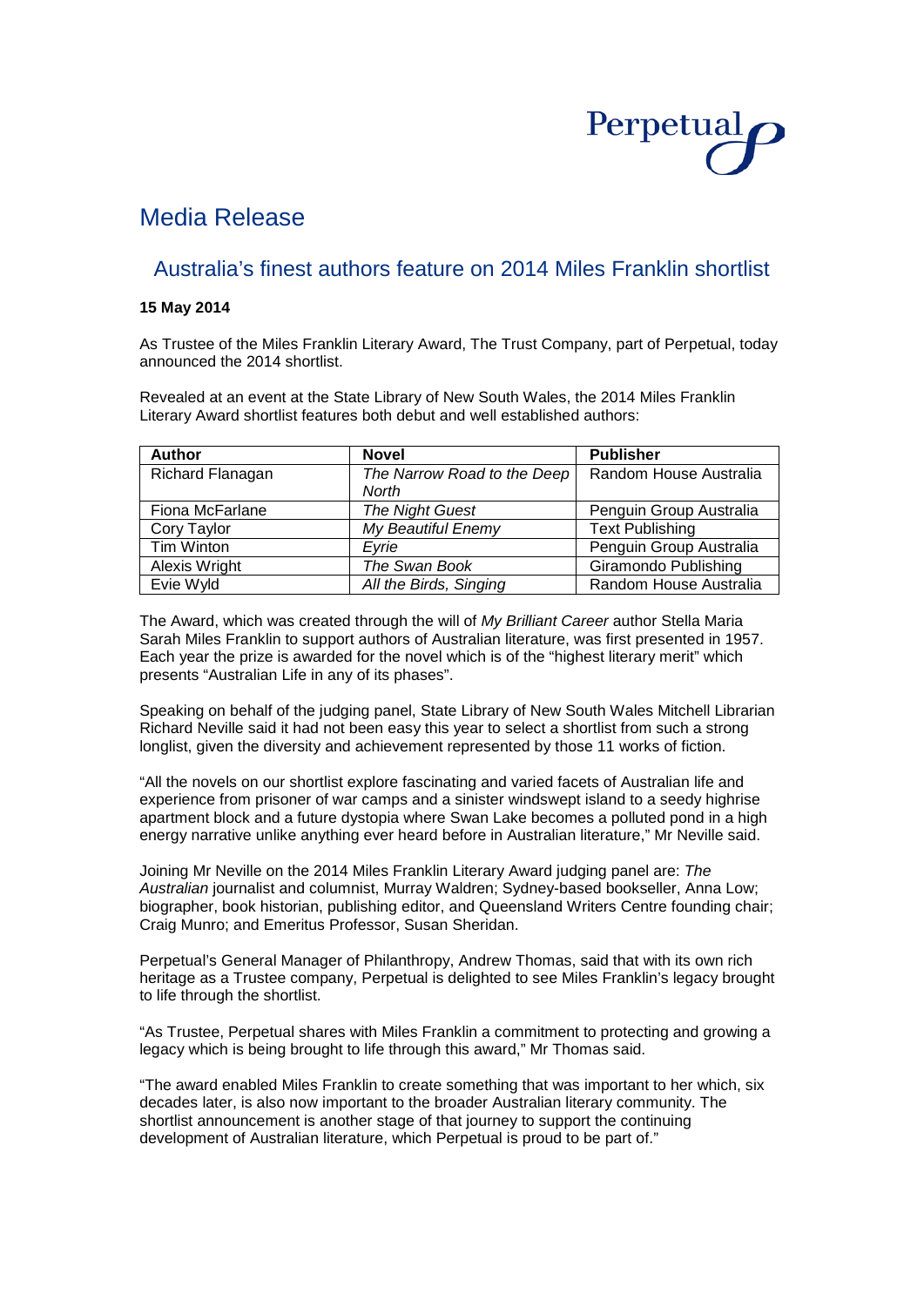Perpetual

# Media Release

## Australia's finest authors feature on 2014 Miles Franklin shortlist

**15 May 2014**

As Trustee of the Miles Franklin Literary Award, The Trust Company, part of Perpetual, today announced the 2014 shortlist.

Revealed at an event at the State Library of New South Wales, the 2014 Miles Franklin Literary Award shortlist features both debut and well established authors:

| Author | Novel | Publisher |
| --- | --- | --- |
| Richard Flanagan | *The Narrow Road to the Deep North* | Random House Australia |
| Fiona McFarlane | *The Night Guest* | Penguin Group Australia |
| Cory Taylor | *My Beautiful Enemy* | Text Publishing |
| Tim Winton | *Eyrie* | Penguin Group Australia |
| Alexis Wright | *The Swan Book* | Giramondo Publishing |
| Evie Wyld | *All the Birds, Singing* | Random House Australia |

The Award, which was created through the will of *My Brilliant Career* author Stella Maria Sarah Miles Franklin to support authors of Australian literature, was first presented in 1957. Each year the prize is awarded for the novel which is of the "highest literary merit" which presents "Australian Life in any of its phases".

Speaking on behalf of the judging panel, State Library of New South Wales Mitchell Librarian Richard Neville said it had not been easy this year to select a shortlist from such a strong longlist, given the diversity and achievement represented by those 11 works of fiction.

"All the novels on our shortlist explore fascinating and varied facets of Australian life and experience from prisoner of war camps and a sinister windswept island to a seedy highrise apartment block and a future dystopia where Swan Lake becomes a polluted pond in a high energy narrative unlike anything ever heard before in Australian literature," Mr Neville said.

Joining Mr Neville on the 2014 Miles Franklin Literary Award judging panel are: *The Australian* journalist and columnist, Murray Waldren; Sydney-based bookseller, Anna Low; biographer, book historian, publishing editor, and Queensland Writers Centre founding chair; Craig Munro; and Emeritus Professor, Susan Sheridan.

Perpetual's General Manager of Philanthropy, Andrew Thomas, said that with its own rich heritage as a Trustee company, Perpetual is delighted to see Miles Franklin's legacy brought to life through the shortlist.

"As Trustee, Perpetual shares with Miles Franklin a commitment to protecting and growing a legacy which is being brought to life through this award," Mr Thomas said.

"The award enabled Miles Franklin to create something that was important to her which, six decades later, is also now important to the broader Australian literary community. The shortlist announcement is another stage of that journey to support the continuing development of Australian literature, which Perpetual is proud to be part of."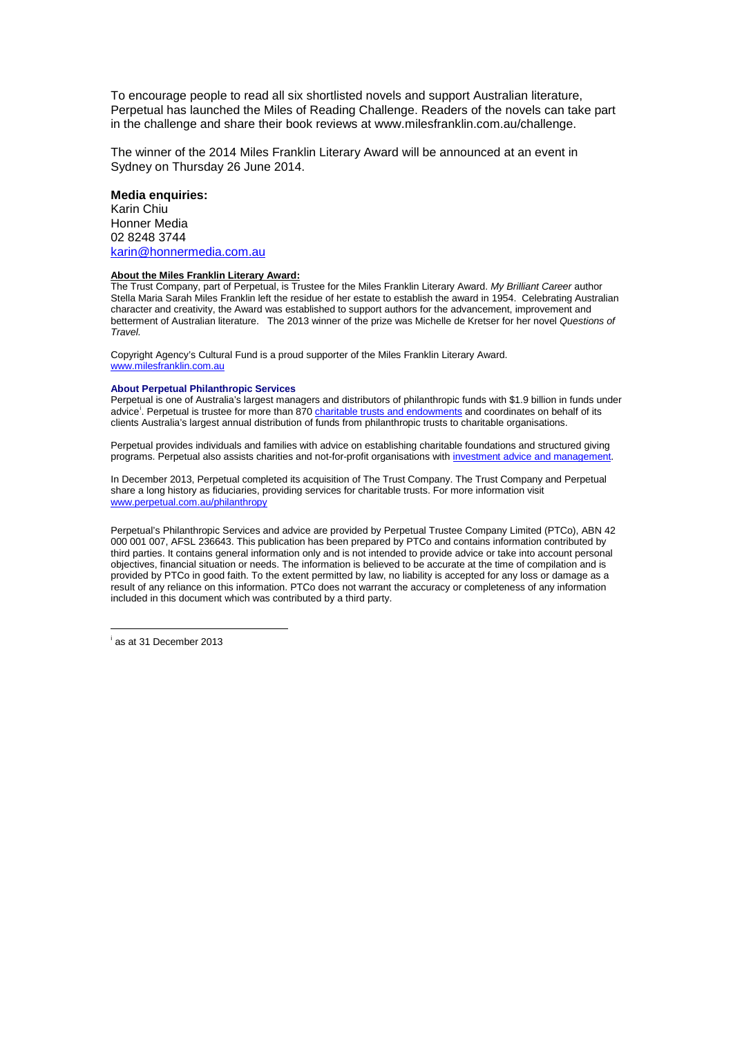To encourage people to read all six shortlisted novels and support Australian literature, Perpetual has launched the Miles of Reading Challenge. Readers of the novels can take part in the challenge and share their book reviews at www.milesfranklin.com.au/challenge.

The winner of the 2014 Miles Franklin Literary Award will be announced at an event in Sydney on Thursday 26 June 2014.

**Media enquiries:**
Karin Chiu
Honner Media
02 8248 3744
karin@honnermedia.com.au

**About the Miles Franklin Literary Award:**

The Trust Company, part of Perpetual, is Trustee for the Miles Franklin Literary Award. *My Brilliant Career* author Stella Maria Sarah Miles Franklin left the residue of her estate to establish the award in 1954. Celebrating Australian character and creativity, the Award was established to support authors for the advancement, improvement and betterment of Australian literature. The 2013 winner of the prize was Michelle de Kretser for her novel *Questions of Travel.*

Copyright Agency's Cultural Fund is a proud supporter of the Miles Franklin Literary Award.
www.milesfranklin.com.au

**About Perpetual Philanthropic Services**

Perpetual is one of Australia's largest managers and distributors of philanthropic funds with $1.9 billion in funds under advice[i]. Perpetual is trustee for more than 870 charitable trusts and endowments and coordinates on behalf of its clients Australia's largest annual distribution of funds from philanthropic trusts to charitable organisations.

Perpetual provides individuals and families with advice on establishing charitable foundations and structured giving programs. Perpetual also assists charities and not-for-profit organisations with investment advice and management.

In December 2013, Perpetual completed its acquisition of The Trust Company. The Trust Company and Perpetual share a long history as fiduciaries, providing services for charitable trusts. For more information visit www.perpetual.com.au/philanthropy

Perpetual's Philanthropic Services and advice are provided by Perpetual Trustee Company Limited (PTCo), ABN 42 000 001 007, AFSL 236643. This publication has been prepared by PTCo and contains information contributed by third parties. It contains general information only and is not intended to provide advice or take into account personal objectives, financial situation or needs. The information is believed to be accurate at the time of compilation and is provided by PTCo in good faith. To the extent permitted by law, no liability is accepted for any loss or damage as a result of any reliance on this information. PTCo does not warrant the accuracy or completeness of any information included in this document which was contributed by a third party.

[i] as at 31 December 2013